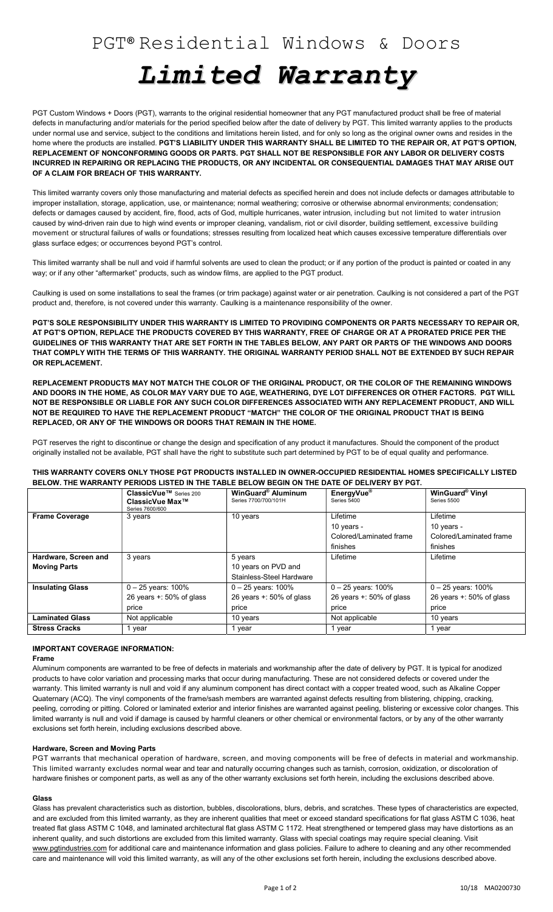# PGT® Residential Windows & Doors

# *Limited Warranty*

PGT Custom Windows + Doors (PGT), warrants to the original residential homeowner that any PGT manufactured product shall be free of material defects in manufacturing and/or materials for the period specified below after the date of delivery by PGT. This limited warranty applies to the products under normal use and service, subject to the conditions and limitations herein listed, and for only so long as the original owner owns and resides in the home where the products are installed. **PGT'S LIABILITY UNDER THIS WARRANTY SHALL BE LIMITED TO THE REPAIR OR, AT PGT'S OPTION, REPLACEMENT OF NONCONFORMING GOODS OR PARTS. PGT SHALL NOT BE RESPONSIBLE FOR ANY LABOR OR DELIVERY COSTS INCURRED IN REPAIRING OR REPLACING THE PRODUCTS, OR ANY INCIDENTAL OR CONSEQUENTIAL DAMAGES THAT MAY ARISE OUT OF A CLAIM FOR BREACH OF THIS WARRANTY.**

This limited warranty covers only those manufacturing and material defects as specified herein and does not include defects or damages attributable to improper installation, storage, application, use, or maintenance; normal weathering; corrosive or otherwise abnormal environments; condensation; defects or damages caused by accident, fire, flood, acts of God, multiple hurricanes, water intrusion, including but not limited to water intrusion caused by wind-driven rain due to high wind events or improper cleaning, vandalism, riot or civil disorder, building settlement, excessive building movement or structural failures of walls or foundations; stresses resulting from localized heat which causes excessive temperature differentials over glass surface edges; or occurrences beyond PGT's control.

This limited warranty shall be null and void if harmful solvents are used to clean the product; or if any portion of the product is painted or coated in any way; or if any other "aftermarket" products, such as window films, are applied to the PGT product.

Caulking is used on some installations to seal the frames (or trim package) against water or air penetration. Caulking is not considered a part of the PGT product and, therefore, is not covered under this warranty. Caulking is a maintenance responsibility of the owner.

**PGT'S SOLE RESPONSIBILITY UNDER THIS WARRANTY IS LIMITED TO PROVIDING COMPONENTS OR PARTS NECESSARY TO REPAIR OR, AT PGT'S OPTION, REPLACE THE PRODUCTS COVERED BY THIS WARRANTY, FREE OF CHARGE OR AT A PRORATED PRICE PER THE GUIDELINES OF THIS WARRANTY THAT ARE SET FORTH IN THE TABLES BELOW, ANY PART OR PARTS OF THE WINDOWS AND DOORS THAT COMPLY WITH THE TERMS OF THIS WARRANTY. THE ORIGINAL WARRANTY PERIOD SHALL NOT BE EXTENDED BY SUCH REPAIR OR REPLACEMENT.**

**REPLACEMENT PRODUCTS MAY NOT MATCH THE COLOR OF THE ORIGINAL PRODUCT, OR THE COLOR OF THE REMAINING WINDOWS AND DOORS IN THE HOME, AS COLOR MAY VARY DUE TO AGE, WEATHERING, DYE LOT DIFFERENCES OR OTHER FACTORS. PGT WILL NOT BE RESPONSIBLE OR LIABLE FOR ANY SUCH COLOR DIFFERENCES ASSOCIATED WITH ANY REPLACEMENT PRODUCT, AND WILL NOT BE REQUIRED TO HAVE THE REPLACEMENT PRODUCT "MATCH" THE COLOR OF THE ORIGINAL PRODUCT THAT IS BEING REPLACED, OR ANY OF THE WINDOWS OR DOORS THAT REMAIN IN THE HOME.**

PGT reserves the right to discontinue or change the design and specification of any product it manufactures. Should the component of the product originally installed not be available, PGT shall have the right to substitute such part determined by PGT to be of equal quality and performance.

**THIS WARRANTY COVERS ONLY THOSE PGT PRODUCTS INSTALLED IN OWNER-OCCUPIED RESIDENTIAL HOMES SPECIFICALLY LISTED BELOW. THE WARRANTY PERIODS LISTED IN THE TABLE BELOW BEGIN ON THE DATE OF DELIVERY BY PGT.**

| | **ClassicVue™** Series 200<br>**ClassicVue Max™** Series 7600/600 | **WinGuard® Aluminum** Series 7700/700/101H | **EnergyVue®** Series 5400 | **WinGuard® Vinyl** Series 5500 |
|---|---|---|---|---|
| **Frame Coverage** | 3 years | 10 years | Lifetime<br>10 years - Colored/Laminated frame finishes | Lifetime<br>10 years - Colored/Laminated frame finishes |
| **Hardware, Screen and Moving Parts** | 3 years | 5 years<br>10 years on PVD and Stainless-Steel Hardware | Lifetime | Lifetime |
| **Insulating Glass** | 0 – 25 years: 100%<br>26 years +: 50% of glass price | 0 – 25 years: 100%<br>26 years +: 50% of glass price | 0 – 25 years: 100%<br>26 years +: 50% of glass price | 0 – 25 years: 100%<br>26 years +: 50% of glass price |
| **Laminated Glass** | Not applicable | 10 years | Not applicable | 10 years |
| **Stress Cracks** | 1 year | 1 year | 1 year | 1 year |

### IMPORTANT COVERAGE INFORMATION:

#### Frame

Aluminum components are warranted to be free of defects in materials and workmanship after the date of delivery by PGT. It is typical for anodized products to have color variation and processing marks that occur during manufacturing. These are not considered defects or covered under the warranty. This limited warranty is null and void if any aluminum component has direct contact with a copper treated wood, such as Alkaline Copper Quaternary (ACQ). The vinyl components of the frame/sash members are warranted against defects resulting from blistering, chipping, cracking, peeling, corroding or pitting. Colored or laminated exterior and interior finishes are warranted against peeling, blistering or excessive color changes. This limited warranty is null and void if damage is caused by harmful cleaners or other chemical or environmental factors, or by any of the other warranty exclusions set forth herein, including exclusions described above.

#### Hardware, Screen and Moving Parts

PGT warrants that mechanical operation of hardware, screen, and moving components will be free of defects in material and workmanship. This limited warranty excludes normal wear and tear and naturally occurring changes such as tarnish, corrosion, oxidization, or discoloration of hardware finishes or component parts, as well as any of the other warranty exclusions set forth herein, including the exclusions described above.

#### Glass

Glass has prevalent characteristics such as distortion, bubbles, discolorations, blurs, debris, and scratches. These types of characteristics are expected, and are excluded from this limited warranty, as they are inherent qualities that meet or exceed standard specifications for flat glass ASTM C 1036, heat treated flat glass ASTM C 1048, and laminated architectural flat glass ASTM C 1172. Heat strengthened or tempered glass may have distortions as an inherent quality, and such distortions are excluded from this limited warranty. Glass with special coatings may require special cleaning. Visit www.pgtindustries.com for additional care and maintenance information and glass policies. Failure to adhere to cleaning and any other recommended care and maintenance will void this limited warranty, as will any of the other exclusions set forth herein, including the exclusions described above.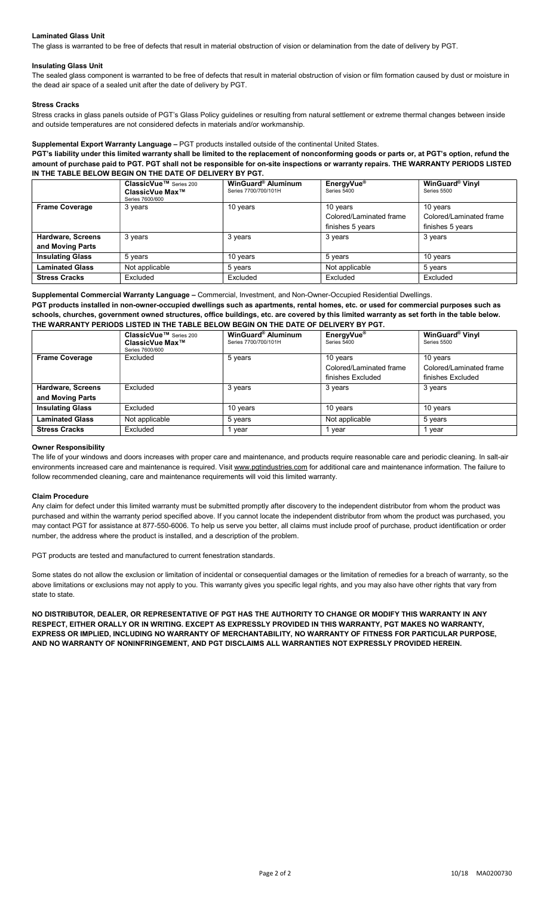### Laminated Glass Unit

The glass is warranted to be free of defects that result in material obstruction of vision or delamination from the date of delivery by PGT.

### Insulating Glass Unit

The sealed glass component is warranted to be free of defects that result in material obstruction of vision or film formation caused by dust or moisture in the dead air space of a sealed unit after the date of delivery by PGT.

### Stress Cracks

Stress cracks in glass panels outside of PGT's Glass Policy guidelines or resulting from natural settlement or extreme thermal changes between inside and outside temperatures are not considered defects in materials and/or workmanship.

**Supplemental Export Warranty Language –** PGT products installed outside of the continental United States.

**PGT's liability under this limited warranty shall be limited to the replacement of nonconforming goods or parts or, at PGT's option, refund the amount of purchase paid to PGT. PGT shall not be responsible for on-site inspections or warranty repairs. THE WARRANTY PERIODS LISTED IN THE TABLE BELOW BEGIN ON THE DATE OF DELIVERY BY PGT.**

| | **ClassicVue™** Series 200 **ClassicVue Max™** Series 7600/600 | **WinGuard® Aluminum** Series 7700/700/101H | **EnergyVue®** Series 5400 | **WinGuard® Vinyl** Series 5500 |
|---|---|---|---|---|
| **Frame Coverage** | 3 years | 10 years | 10 years Colored/Laminated frame finishes 5 years | 10 years Colored/Laminated frame finishes 5 years |
| **Hardware, Screens and Moving Parts** | 3 years | 3 years | 3 years | 3 years |
| **Insulating Glass** | 5 years | 10 years | 5 years | 10 years |
| **Laminated Glass** | Not applicable | 5 years | Not applicable | 5 years |
| **Stress Cracks** | Excluded | Excluded | Excluded | Excluded |

**Supplemental Commercial Warranty Language –** Commercial, Investment, and Non-Owner-Occupied Residential Dwellings.

**PGT products installed in non-owner-occupied dwellings such as apartments, rental homes, etc. or used for commercial purposes such as schools, churches, government owned structures, office buildings, etc. are covered by this limited warranty as set forth in the table below. THE WARRANTY PERIODS LISTED IN THE TABLE BELOW BEGIN ON THE DATE OF DELIVERY BY PGT.**

| | **ClassicVue™** Series 200 **ClassicVue Max™** Series 7600/600 | **WinGuard® Aluminum** Series 7700/700/101H | **EnergyVue®** Series 5400 | **WinGuard® Vinyl** Series 5500 |
|---|---|---|---|---|
| **Frame Coverage** | Excluded | 5 years | 10 years Colored/Laminated frame finishes Excluded | 10 years Colored/Laminated frame finishes Excluded |
| **Hardware, Screens and Moving Parts** | Excluded | 3 years | 3 years | 3 years |
| **Insulating Glass** | Excluded | 10 years | 10 years | 10 years |
| **Laminated Glass** | Not applicable | 5 years | Not applicable | 5 years |
| **Stress Cracks** | Excluded | 1 year | 1 year | 1 year |

### Owner Responsibility

The life of your windows and doors increases with proper care and maintenance, and products require reasonable care and periodic cleaning. In salt-air environments increased care and maintenance is required. Visit www.pgtindustries.com for additional care and maintenance information. The failure to follow recommended cleaning, care and maintenance requirements will void this limited warranty.

### Claim Procedure

Any claim for defect under this limited warranty must be submitted promptly after discovery to the independent distributor from whom the product was purchased and within the warranty period specified above. If you cannot locate the independent distributor from whom the product was purchased, you may contact PGT for assistance at 877-550-6006. To help us serve you better, all claims must include proof of purchase, product identification or order number, the address where the product is installed, and a description of the problem.

PGT products are tested and manufactured to current fenestration standards.

Some states do not allow the exclusion or limitation of incidental or consequential damages or the limitation of remedies for a breach of warranty, so the above limitations or exclusions may not apply to you. This warranty gives you specific legal rights, and you may also have other rights that vary from state to state.

**NO DISTRIBUTOR, DEALER, OR REPRESENTATIVE OF PGT HAS THE AUTHORITY TO CHANGE OR MODIFY THIS WARRANTY IN ANY RESPECT, EITHER ORALLY OR IN WRITING. EXCEPT AS EXPRESSLY PROVIDED IN THIS WARRANTY, PGT MAKES NO WARRANTY, EXPRESS OR IMPLIED, INCLUDING NO WARRANTY OF MERCHANTABILITY, NO WARRANTY OF FITNESS FOR PARTICULAR PURPOSE, AND NO WARRANTY OF NONINFRINGEMENT, AND PGT DISCLAIMS ALL WARRANTIES NOT EXPRESSLY PROVIDED HEREIN.**

10/18 MA0200730